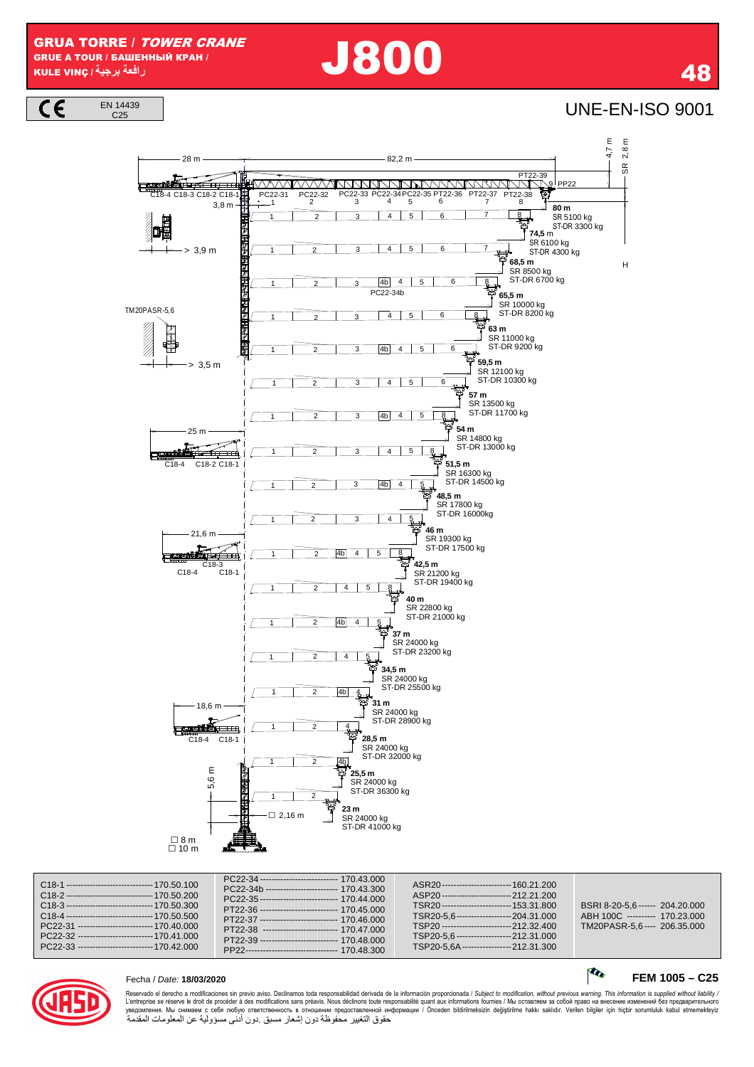# GRUA TORRE / *TOWER CRANE*

GRUE A TOUR / БАШЕННЫЙ КРАН / KULE VINÇ / رافعة برجية

# J800

CE EN 14439 C25

UNE-EN-ISO 9001

| Radio / Radius | SR | ST-DR |
|---|---|---|
| 80 m | 5100 kg | 3300 kg |
| 74,5 m | 6100 kg | 4300 kg |
| 68,5 m | 8500 kg | 6700 kg |
| 65,5 m | 10000 kg | 8200 kg |
| 63 m | 11000 kg | 9200 kg |
| 59,5 m | 12100 kg | 10300 kg |
| 57 m | 13500 kg | 11700 kg |
| 54 m | 14800 kg | 13000 kg |
| 51,5 m | 16300 kg | 14500 kg |
| 48,5 m | 17800 kg | 16000kg |
| 46 m | 19300 kg | 17500 kg |
| 42,5 m | 21200 kg | 19400 kg |
| 40 m | 22800 kg | 21000 kg |
| 37 m | 24000 kg | 23200 kg |
| 34,5 m | 24000 kg | 25500 kg |
| 31 m | 24000 kg | 28900 kg |
| 28,5 m | 24000 kg | 32000 kg |
| 25,5 m | 24000 kg | 36300 kg |
| 23 m | 24000 kg | 41000 kg |

28 m — 82,2 m; 4,7 m; SR 2,8 m; H; 3,8 m; > 3,9 m; TM20PASR-5,6; > 3,5 m; 25 m; 21,6 m; 18,6 m; 5,6 m; □ 2,16 m; □ 8 m; □ 10 m

C18-4 C18-3 C18-2 C18-1; PC22-31, PC22-32, PC22-33, PC22-34, PC22-35, PT22-36, PT22-37, PT22-38, PT22-39, PP22; PC22-34b

| | | | |
|---|---|---|---|
| C18-1 ---- 170.50.100 | PC22-34 ---- 170.43.000 | ASR20 ---- 160.21.200 | |
| C18-2 ---- 170.50.200 | PC22-34b ---- 170.43.300 | ASP20 ---- 212.21.200 | |
| C18-3 ---- 170.50.300 | PC22-35 ---- 170.44.000 | TSR20 ---- 153.31.800 | BSRI 8-20-5,6 ---- 204.20.000 |
| C18-4 ---- 170.50.500 | PT22-36 ---- 170.45.000 | TSR20-5,6 ---- 204.31.000 | ABH 100C ---- 170.23.000 |
| PC22-31 ---- 170.40.000 | PT22-37 ---- 170.46.000 | TSP20 ---- 212.32.400 | TM20PASR-5,6 ---- 206.35.000 |
| PC22-32 ---- 170.41.000 | PT22-38 ---- 170.47.000 | TSP20-5,6 ---- 212.31.000 | |
| PC22-33 ---- 170.42.000 | PT22-39 ---- 170.48.000 | TSP20-5,6A ---- 212.31.300 | |
| | PP22 ---- 170.48.300 | | |

Fecha / *Date:* **18/03/2020**

**FEM 1005 – C25**

Reservado el derecho a modificaciones sin previo aviso. Declinamos toda responsabilidad derivada de la información proporcionada / *Subject to modification, without previous warning. This information is supplied without liability* / L'entreprise se réserve le droit de procéder à des modifications sans préavis. Nous déclinons toute responsabilité quant aux informations fournies / Мы оставляем за собой право на внесение изменений без предварительного уведомления. Мы снимаем с себя любую ответственность в отношении предоставленной информации / Önceden bildirilmeksizin değiştirilme hakkı saklıdır. Verilen bilgiler için hiçbir sorumluluk kabul etmemekteyiz

حقوق التغيير محفوظة دون إشعار مسبق .دون أدنى مسؤولية عن المعلومات المقدمة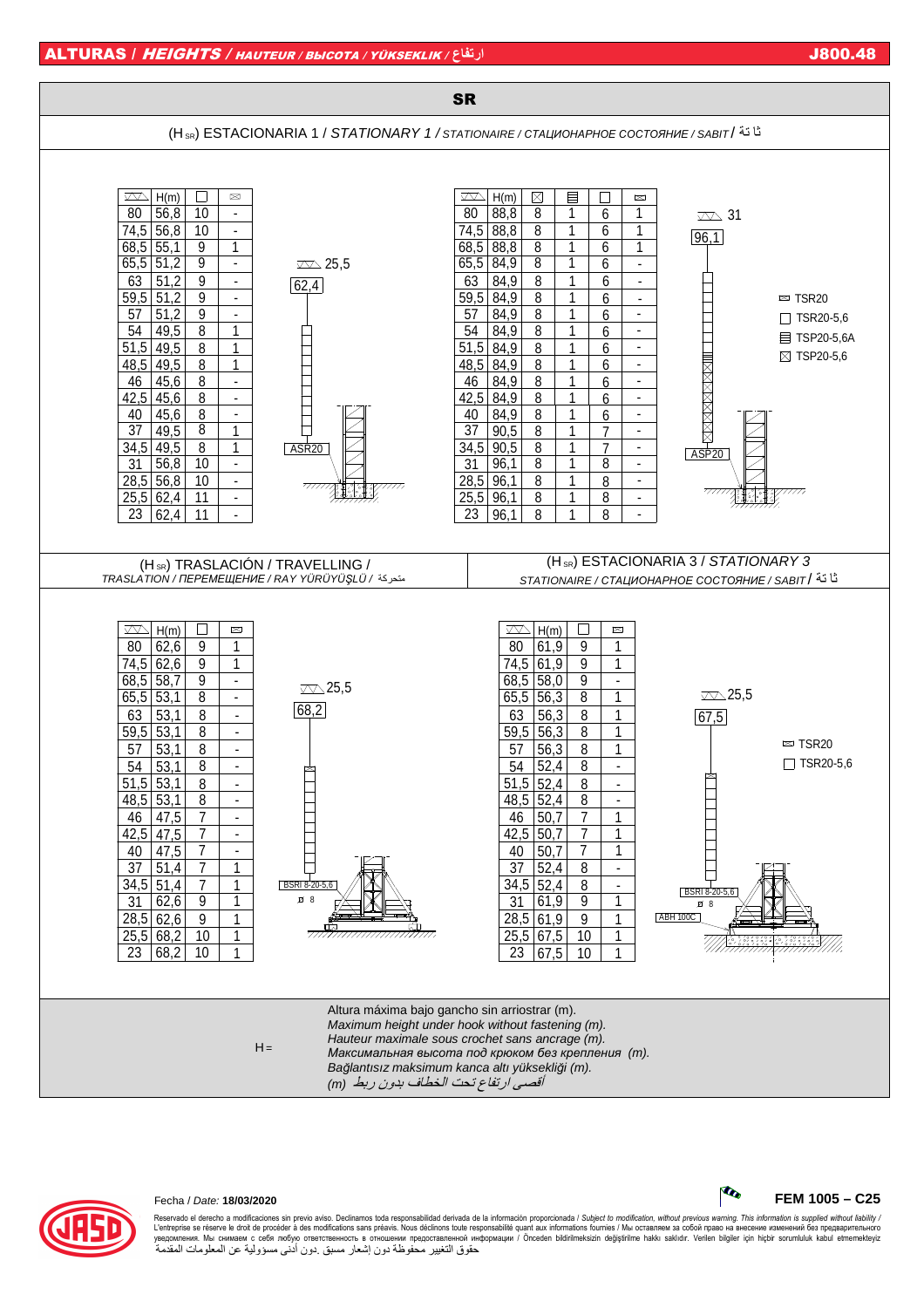## ALTURAS / *HEIGHTS* / *HAUTEUR / ВЫСОТА / YÜKSEKLIK* / ارتفاع

J800.48

# SR

## (H SR) ESTACIONARIA 1 / *STATIONARY 1* / *STATIONAIRE / СТАЦИОНАРНОЕ СОСТОЯНИЕ / SABIT* / ثابتة

| ⊽ | H(m) | □ TSR20-5,6 | ✉ TSR20 |
|---|---|---|---|
| 80 | 56,8 | 10 | - |
| 74,5 | 56,8 | 10 | - |
| 68,5 | 55,1 | 9 | 1 |
| 65,5 | 51,2 | 9 | - |
| 63 | 51,2 | 9 | - |
| 59,5 | 51,2 | 9 | - |
| 57 | 51,2 | 9 | - |
| 54 | 49,5 | 8 | 1 |
| 51,5 | 49,5 | 8 | 1 |
| 48,5 | 49,5 | 8 | 1 |
| 46 | 45,6 | 8 | - |
| 42,5 | 45,6 | 8 | - |
| 40 | 45,6 | 8 | - |
| 37 | 49,5 | 8 | 1 |
| 34,5 | 49,5 | 8 | 1 |
| 31 | 56,8 | 10 | - |
| 28,5 | 56,8 | 10 | - |
| 25,5 | 62,4 | 11 | - |
| 23 | 62,4 | 11 | - |

⊽ 25,5 — 62,4 — ASR20

| ⊽ | H(m) | ⊠ TSP20-5,6 | ▤ TSP20-5,6A | □ TSR20-5,6 | ✉ TSR20 |
|---|---|---|---|---|---|
| 80 | 88,8 | 8 | 1 | 6 | 1 |
| 74,5 | 88,8 | 8 | 1 | 6 | 1 |
| 68,5 | 88,8 | 8 | 1 | 6 | 1 |
| 65,5 | 84,9 | 8 | 1 | 6 | - |
| 63 | 84,9 | 8 | 1 | 6 | - |
| 59,5 | 84,9 | 8 | 1 | 6 | - |
| 57 | 84,9 | 8 | 1 | 6 | - |
| 54 | 84,9 | 8 | 1 | 6 | - |
| 51,5 | 84,9 | 8 | 1 | 6 | - |
| 48,5 | 84,9 | 8 | 1 | 6 | - |
| 46 | 84,9 | 8 | 1 | 6 | - |
| 42,5 | 84,9 | 8 | 1 | 6 | - |
| 40 | 84,9 | 8 | 1 | 6 | - |
| 37 | 90,5 | 8 | 1 | 7 | - |
| 34,5 | 90,5 | 8 | 1 | 7 | - |
| 31 | 96,1 | 8 | 1 | 8 | - |
| 28,5 | 96,1 | 8 | 1 | 8 | - |
| 25,5 | 96,1 | 8 | 1 | 8 | - |
| 23 | 96,1 | 8 | 1 | 8 | - |

⊽ 31 — 96,1 — ASP20

✉ TSR20
□ TSR20-5,6
▤ TSP20-5,6A
⊠ TSP20-5,6

## (H SR) TRASLACIÓN / TRAVELLING / *TRASLATION / ПЕРЕМЕЩЕНИЕ / RAY YÜRÜYÜŞLÜ* / متحركة

| ⊽ | H(m) | □ TSR20-5,6 | ✉ TSR20 |
|---|---|---|---|
| 80 | 62,6 | 9 | 1 |
| 74,5 | 62,6 | 9 | 1 |
| 68,5 | 58,7 | 9 | - |
| 65,5 | 53,1 | 8 | - |
| 63 | 53,1 | 8 | - |
| 59,5 | 53,1 | 8 | - |
| 57 | 53,1 | 8 | - |
| 54 | 53,1 | 8 | - |
| 51,5 | 53,1 | 8 | - |
| 48,5 | 53,1 | 8 | - |
| 46 | 47,5 | 7 | - |
| 42,5 | 47,5 | 7 | - |
| 40 | 47,5 | 7 | - |
| 37 | 51,4 | 7 | 1 |
| 34,5 | 51,4 | 7 | 1 |
| 31 | 62,6 | 9 | 1 |
| 28,5 | 62,6 | 9 | 1 |
| 25,5 | 68,2 | 10 | 1 |
| 23 | 68,2 | 10 | 1 |

⊽ 25,5 — 68,2 — BSRT 8-20-5,6 — 8

## (H SR) ESTACIONARIA 3 / *STATIONARY 3* / *STATIONAIRE / СТАЦИОНАРНОЕ СОСТОЯНИЕ / SABIT* / ثابتة

| ⊽ | H(m) | □ TSR20-5,6 | ✉ TSR20 |
|---|---|---|---|
| 80 | 61,9 | 9 | 1 |
| 74,5 | 61,9 | 9 | 1 |
| 68,5 | 58,0 | 9 | - |
| 65,5 | 56,3 | 8 | 1 |
| 63 | 56,3 | 8 | 1 |
| 59,5 | 56,3 | 8 | 1 |
| 57 | 56,3 | 8 | 1 |
| 54 | 52,4 | 8 | - |
| 51,5 | 52,4 | 8 | - |
| 48,5 | 52,4 | 8 | - |
| 46 | 50,7 | 7 | 1 |
| 42,5 | 50,7 | 7 | 1 |
| 40 | 50,7 | 7 | 1 |
| 37 | 52,4 | 8 | - |
| 34,5 | 52,4 | 8 | - |
| 31 | 61,9 | 9 | 1 |
| 28,5 | 61,9 | 9 | 1 |
| 25,5 | 67,5 | 10 | 1 |
| 23 | 67,5 | 10 | 1 |

⊽ 25,5 — 67,5 — BSRT 8-20-5,6 — 8 — ABH 100C

✉ TSR20
□ TSR20-5,6

H = Altura máxima bajo gancho sin arriostrar (m).
*Maximum height under hook without fastening (m).*
*Hauteur maximale sous crochet sans ancrage (m).*
*Максимальная высота под крюком без крепления (m).*
*Bağlantısız maksimum kanca altı yüksekliği (m).*
*أقصى ارتفاع تحت الخطاف بدون ربط (m)*

Fecha / *Date:* **18/03/2020**

**FEM 1005 – C25**

Reservado el derecho a modificaciones sin previo aviso. Declinamos toda responsabilidad derivada de la información proporcionada / *Subject to modification, without previous warning. This information is supplied without liability* / L'entreprise se réserve le droit de procéder à des modifications sans préavis. Nous déclinons toute responsabilité quant aux informations fournies / Мы оставляем за собой право на внесение изменений без предварительного уведомления. Мы снимаем с себя любую ответственность в отношении предоставленной информации / Önceden bildirilmeksizin değiştirilme hakkı saklıdır. Verilen bilgiler için hiçbir sorumluluk kabul etmemekteyiz
حقوق التغيير محفوظة دون إشعار مسبق .دون أدنى مسؤولية عن المعلومات المقدمة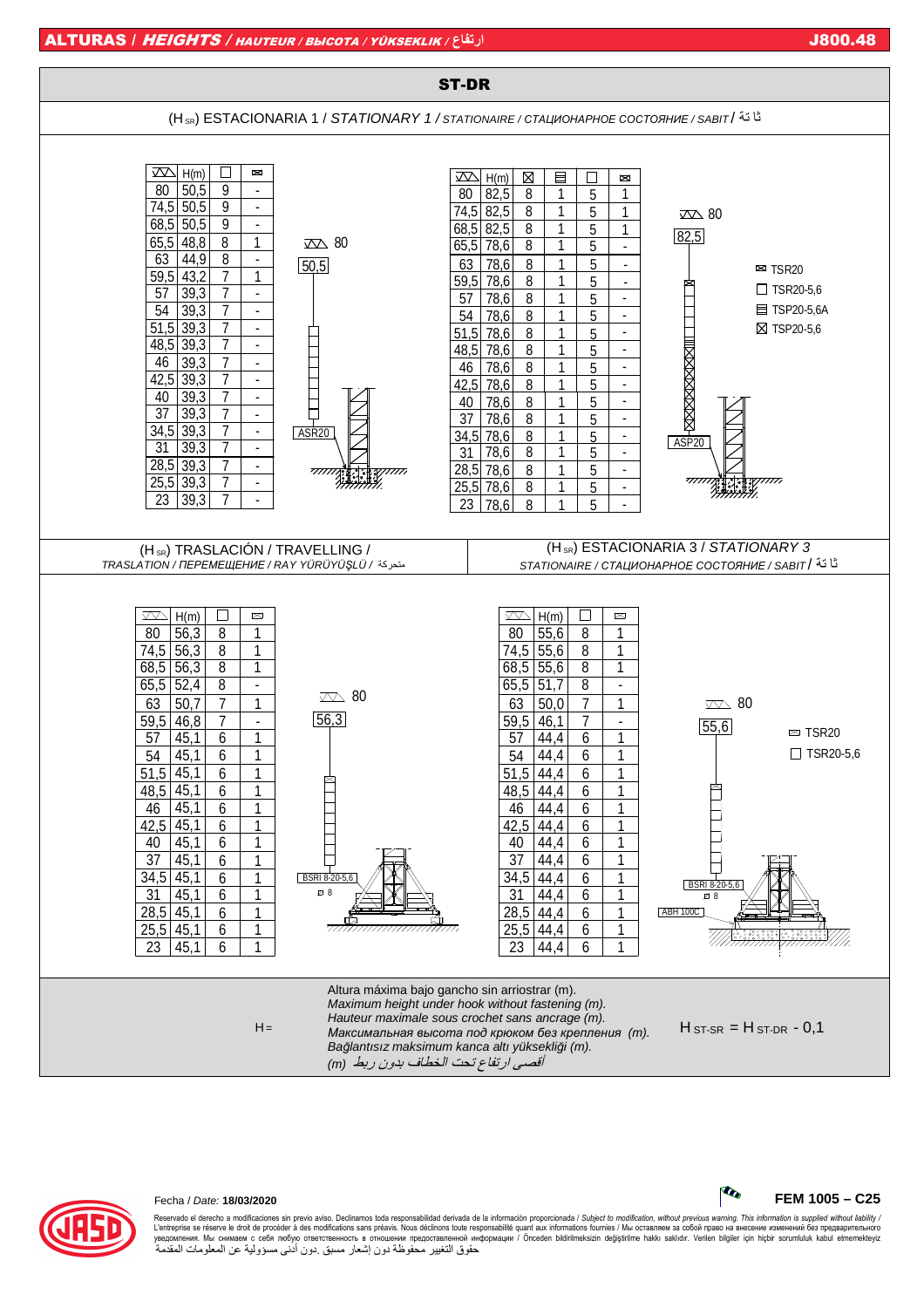## ALTURAS / *HEIGHTS* / *HAUTEUR / ВЫСОТА / YÜKSEKLIK* / ارتفاع

J800.48

# ST-DR

## ($H_{SR}$) ESTACIONARIA 1 / *STATIONARY 1 / STATIONAIRE / СТАЦИОНАРНОЕ СОСТОЯНИЕ / SABIT* / ثابتة

| ◸ | H(m) | ☐ | ✉ |
|---|---|---|---|
| 80 | 50,5 | 9 | - |
| 74,5 | 50,5 | 9 | - |
| 68,5 | 50,5 | 9 | - |
| 65,5 | 48,8 | 8 | 1 |
| 63 | 44,9 | 8 | - |
| 59,5 | 43,2 | 7 | 1 |
| 57 | 39,3 | 7 | - |
| 54 | 39,3 | 7 | - |
| 51,5 | 39,3 | 7 | - |
| 48,5 | 39,3 | 7 | - |
| 46 | 39,3 | 7 | - |
| 42,5 | 39,3 | 7 | - |
| 40 | 39,3 | 7 | - |
| 37 | 39,3 | 7 | - |
| 34,5 | 39,3 | 7 | - |
| 31 | 39,3 | 7 | - |
| 28,5 | 39,3 | 7 | - |
| 25,5 | 39,3 | 7 | - |
| 23 | 39,3 | 7 | - |

◸ 80 — 50,5 — ASR20

| ◸ | H(m) | ⊠ | ☰ | ☐ | ✉ |
|---|---|---|---|---|---|
| 80 | 82,5 | 8 | 1 | 5 | 1 |
| 74,5 | 82,5 | 8 | 1 | 5 | 1 |
| 68,5 | 82,5 | 8 | 1 | 5 | 1 |
| 65,5 | 78,6 | 8 | 1 | 5 | - |
| 63 | 78,6 | 8 | 1 | 5 | - |
| 59,5 | 78,6 | 8 | 1 | 5 | - |
| 57 | 78,6 | 8 | 1 | 5 | - |
| 54 | 78,6 | 8 | 1 | 5 | - |
| 51,5 | 78,6 | 8 | 1 | 5 | - |
| 48,5 | 78,6 | 8 | 1 | 5 | - |
| 46 | 78,6 | 8 | 1 | 5 | - |
| 42,5 | 78,6 | 8 | 1 | 5 | - |
| 40 | 78,6 | 8 | 1 | 5 | - |
| 37 | 78,6 | 8 | 1 | 5 | - |
| 34,5 | 78,6 | 8 | 1 | 5 | - |
| 31 | 78,6 | 8 | 1 | 5 | - |
| 28,5 | 78,6 | 8 | 1 | 5 | - |
| 25,5 | 78,6 | 8 | 1 | 5 | - |
| 23 | 78,6 | 8 | 1 | 5 | - |

◸ 80 — 82,5 — ASP20

- ✉ TSR20
- ☐ TSR20-5,6
- ☰ TSP20-5,6A
- ⊠ TSP20-5,6

## ($H_{SR}$) TRASLACIÓN / TRAVELLING / *TRASLATION / ПЕРЕМЕЩЕНИЕ / RAY YÜRÜYÜŞLÜ* / متحركة

| ◸ | H(m) | ☐ | ✉ |
|---|---|---|---|
| 80 | 56,3 | 8 | 1 |
| 74,5 | 56,3 | 8 | 1 |
| 68,5 | 56,3 | 8 | 1 |
| 65,5 | 52,4 | 8 | - |
| 63 | 50,7 | 7 | 1 |
| 59,5 | 46,8 | 7 | - |
| 57 | 45,1 | 6 | 1 |
| 54 | 45,1 | 6 | 1 |
| 51,5 | 45,1 | 6 | 1 |
| 48,5 | 45,1 | 6 | 1 |
| 46 | 45,1 | 6 | 1 |
| 42,5 | 45,1 | 6 | 1 |
| 40 | 45,1 | 6 | 1 |
| 37 | 45,1 | 6 | 1 |
| 34,5 | 45,1 | 6 | 1 |
| 31 | 45,1 | 6 | 1 |
| 28,5 | 45,1 | 6 | 1 |
| 25,5 | 45,1 | 6 | 1 |
| 23 | 45,1 | 6 | 1 |

◸ 80 — 56,3 — BSRI 8-20-5,6 — ◻ 8

## ($H_{SR}$) ESTACIONARIA 3 / *STATIONARY 3 / STATIONAIRE / СТАЦИОНАРНОЕ СОСТОЯНИЕ / SABIT* / ثابتة

| ◸ | H(m) | ☐ | ✉ |
|---|---|---|---|
| 80 | 55,6 | 8 | 1 |
| 74,5 | 55,6 | 8 | 1 |
| 68,5 | 55,6 | 8 | 1 |
| 65,5 | 51,7 | 8 | - |
| 63 | 50,0 | 7 | 1 |
| 59,5 | 46,1 | 7 | - |
| 57 | 44,4 | 6 | 1 |
| 54 | 44,4 | 6 | 1 |
| 51,5 | 44,4 | 6 | 1 |
| 48,5 | 44,4 | 6 | 1 |
| 46 | 44,4 | 6 | 1 |
| 42,5 | 44,4 | 6 | 1 |
| 40 | 44,4 | 6 | 1 |
| 37 | 44,4 | 6 | 1 |
| 34,5 | 44,4 | 6 | 1 |
| 31 | 44,4 | 6 | 1 |
| 28,5 | 44,4 | 6 | 1 |
| 25,5 | 44,4 | 6 | 1 |
| 23 | 44,4 | 6 | 1 |

◸ 80 — 55,6 — BSRI 8-20-5,6 — ◻ 8 — ABH 100C

- ✉ TSR20
- ☐ TSR20-5,6

H = Altura máxima bajo gancho sin arriostrar (m).
*Maximum height under hook without fastening (m).*
*Hauteur maximale sous crochet sans ancrage (m).*
*Максимальная высота под крюком без крепления (m).*
*Bağlantısız maksimum kanca altı yüksekliği (m).*
*أقصى ارتفاع تحت الخطاف بدون ربط (m)*

$H_{ST\text{-}SR} = H_{ST\text{-}DR} - 0{,}1$

Fecha / *Date:* **18/03/2020**

**FEM 1005 – C25**

Reservado el derecho a modificaciones sin previo aviso. Declinamos toda responsabilidad derivada de la información proporcionada / *Subject to modification, without previous warning. This information is supplied without liability* / L'entreprise se réserve le droit de procéder à des modifications sans préavis. Nous déclinons toute responsabilité quant aux informations fournies / Мы оставляем за собой право на внесение изменений без предварительного уведомления. Мы снимаем с себя любую ответственность в отношении предоставленной информации / Önceden bildirilmeksizin değiştirilme hakkı saklıdır. Verilen bilgiler için hiçbir sorumluluk kabul etmemekteyiz
حقوق التغيير محفوظة دون إشعار مسبق .دون أدنى مسؤولية عن المعلومات المقدمة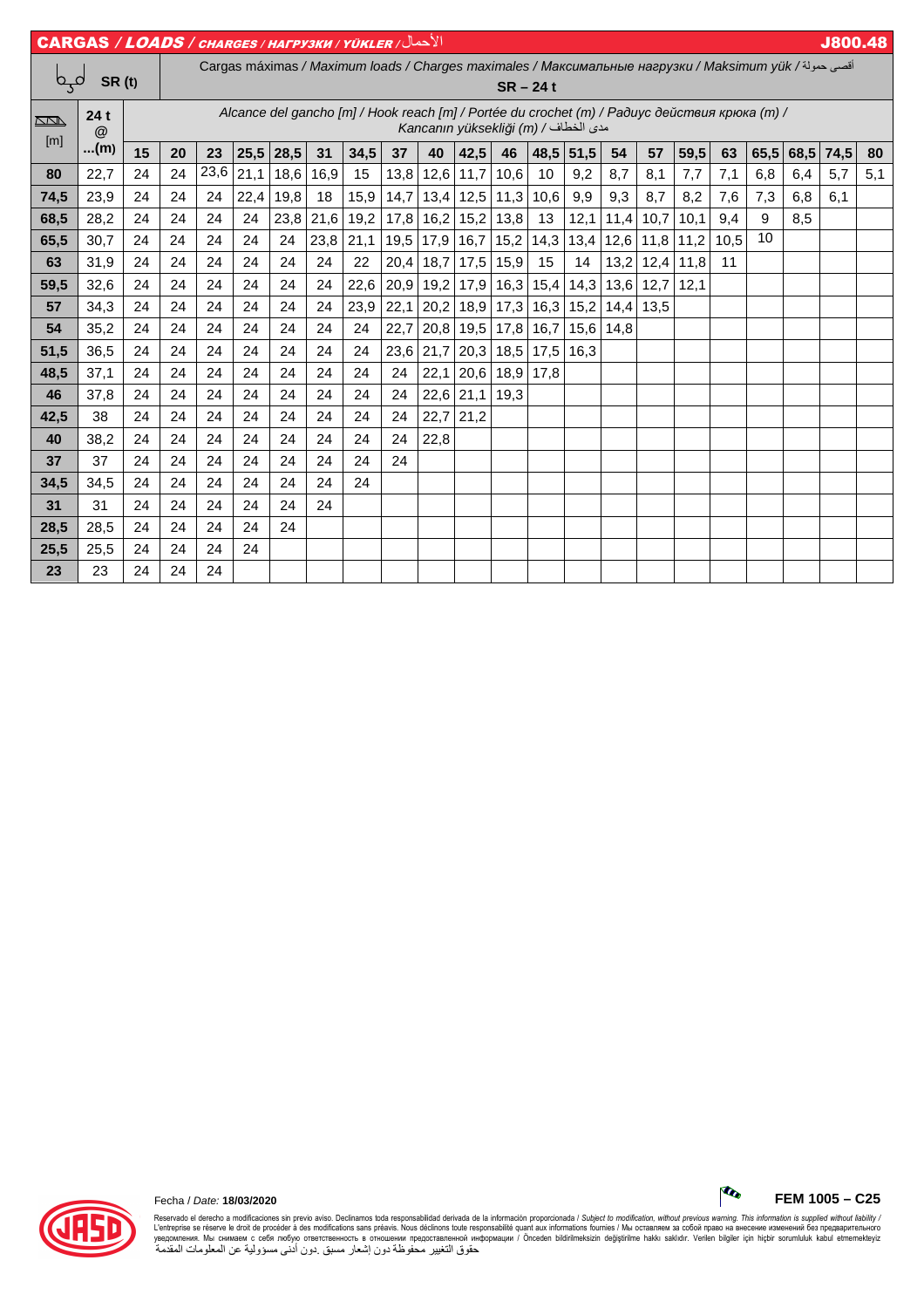# CARGAS / *LOADS* / *CHARGES / НАГРУЗКИ / YÜKLER* / الأحمال — J800.48

| SR (t) | | Cargas máximas / *Maximum loads / Charges maximales / Максимальные нагрузки / Maksimum yük* / أقصى حمولة SR – 24 t | | | | | | | | | | | | | | | | | | | | |
|---|---|---|---|---|---|---|---|---|---|---|---|---|---|---|---|---|---|---|---|---|---|---|
| [m] | 24 t @ ...(m) | Alcance del gancho [m] / *Hook reach [m] / Portée du crochet (m) / Радиус действия крюка (m) / Kancanın yüksekliği (m)* / مدى الخطاف | | | | | | | | | | | | | | | | | | | | |
| | | **15** | **20** | **23** | **25,5** | **28,5** | **31** | **34,5** | **37** | **40** | **42,5** | **46** | **48,5** | **51,5** | **54** | **57** | **59,5** | **63** | **65,5** | **68,5** | **74,5** | **80** |
| **80** | 22,7 | 24 | 24 | 23,6 | 21,1 | 18,6 | 16,9 | 15 | 13,8 | 12,6 | 11,7 | 10,6 | 10 | 9,2 | 8,7 | 8,1 | 7,7 | 7,1 | 6,8 | 6,4 | 5,7 | 5,1 |
| **74,5** | 23,9 | 24 | 24 | 24 | 22,4 | 19,8 | 18 | 15,9 | 14,7 | 13,4 | 12,5 | 11,3 | 10,6 | 9,9 | 9,3 | 8,7 | 8,2 | 7,6 | 7,3 | 6,8 | 6,1 | |
| **68,5** | 28,2 | 24 | 24 | 24 | 24 | 23,8 | 21,6 | 19,2 | 17,8 | 16,2 | 15,2 | 13,8 | 13 | 12,1 | 11,4 | 10,7 | 10,1 | 9,4 | 9 | 8,5 | | |
| **65,5** | 30,7 | 24 | 24 | 24 | 24 | 24 | 23,8 | 21,1 | 19,5 | 17,9 | 16,7 | 15,2 | 14,3 | 13,4 | 12,6 | 11,8 | 11,2 | 10,5 | 10 | | | |
| **63** | 31,9 | 24 | 24 | 24 | 24 | 24 | 24 | 22 | 20,4 | 18,7 | 17,5 | 15,9 | 15 | 14 | 13,2 | 12,4 | 11,8 | 11 | | | | |
| **59,5** | 32,6 | 24 | 24 | 24 | 24 | 24 | 24 | 22,6 | 20,9 | 19,2 | 17,9 | 16,3 | 15,4 | 14,3 | 13,6 | 12,7 | 12,1 | | | | | |
| **57** | 34,3 | 24 | 24 | 24 | 24 | 24 | 24 | 23,9 | 22,1 | 20,2 | 18,9 | 17,3 | 16,3 | 15,2 | 14,4 | 13,5 | | | | | | |
| **54** | 35,2 | 24 | 24 | 24 | 24 | 24 | 24 | 24 | 22,7 | 20,8 | 19,5 | 17,8 | 16,7 | 15,6 | 14,8 | | | | | | | |
| **51,5** | 36,5 | 24 | 24 | 24 | 24 | 24 | 24 | 24 | 23,6 | 21,7 | 20,3 | 18,5 | 17,5 | 16,3 | | | | | | | | |
| **48,5** | 37,1 | 24 | 24 | 24 | 24 | 24 | 24 | 24 | 24 | 22,1 | 20,6 | 18,9 | 17,8 | | | | | | | | | |
| **46** | 37,8 | 24 | 24 | 24 | 24 | 24 | 24 | 24 | 24 | 22,6 | 21,1 | 19,3 | | | | | | | | | | |
| **42,5** | 38 | 24 | 24 | 24 | 24 | 24 | 24 | 24 | 24 | 22,7 | 21,2 | | | | | | | | | | | |
| **40** | 38,2 | 24 | 24 | 24 | 24 | 24 | 24 | 24 | 24 | 22,8 | | | | | | | | | | | | |
| **37** | 37 | 24 | 24 | 24 | 24 | 24 | 24 | 24 | 24 | | | | | | | | | | | | | |
| **34,5** | 34,5 | 24 | 24 | 24 | 24 | 24 | 24 | 24 | | | | | | | | | | | | | | |
| **31** | 31 | 24 | 24 | 24 | 24 | 24 | 24 | | | | | | | | | | | | | | | |
| **28,5** | 28,5 | 24 | 24 | 24 | 24 | 24 | | | | | | | | | | | | | | | | |
| **25,5** | 25,5 | 24 | 24 | 24 | 24 | | | | | | | | | | | | | | | | | |
| **23** | 23 | 24 | 24 | 24 | | | | | | | | | | | | | | | | | | |

Fecha / *Date:* **18/03/2020**

**FEM 1005 – C25**

Reservado el derecho a modificaciones sin previo aviso. Declinamos toda responsabilidad derivada de la información proporcionada / *Subject to modification, without previous warning. This information is supplied without liability /* L'entreprise se réserve le droit de procéder à des modifications sans préavis. Nous déclinons toute responsabilité quant aux informations fournies / Мы оставляем за собой право на внесение изменений без предварительного уведомления. Мы снимаем с себя любую ответственность в отношении предоставленной информации / Önceden bildirilmeksizin değiştirilme hakkı saklıdır. Verilen bilgiler için hiçbir sorumluluk kabul etmemekteyiz
حقوق التغيير محفوظة دون إشعار مسبق .دون أدنى مسؤولية عن المعلومات المقدمة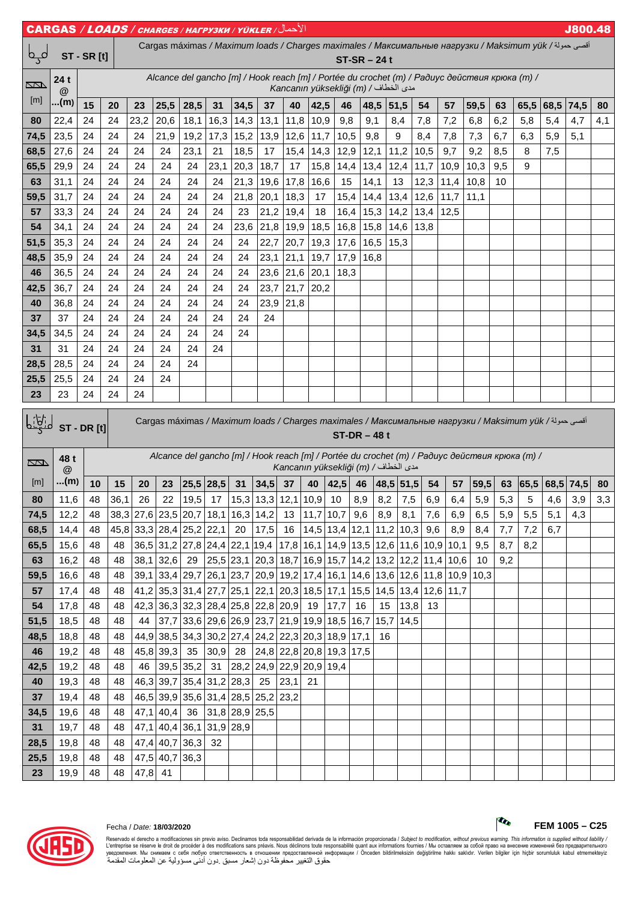## CARGAS / *LOADS* / *CHARGES* / *НАГРУЗКИ* / *YÜKLER* / الأحمال — J800.48

**ST - SR [t]**

Cargas máximas / *Maximum loads* / *Charges maximales* / *Максимальные нагрузки* / *Maksimum yük* / أقصى حمولة

**ST-SR – 24 t**

Alcance del gancho [m] / *Hook reach [m]* / *Portée du crochet (m)* / *Радиус действия крюка (m)* / *Kancanın yüksekliği (m)* / مدى الخطاف

| [m] | 24 t @ ...(m) | 15 | 20 | 23 | 25,5 | 28,5 | 31 | 34,5 | 37 | 40 | 42,5 | 46 | 48,5 | 51,5 | 54 | 57 | 59,5 | 63 | 65,5 | 68,5 | 74,5 | 80 |
|---|---|---|---|---|---|---|---|---|---|---|---|---|---|---|---|---|---|---|---|---|---|---|
| 80 | 22,4 | 24 | 24 | 23,2 | 20,6 | 18,1 | 16,3 | 14,3 | 13,1 | 11,8 | 10,9 | 9,8 | 9,1 | 8,4 | 7,8 | 7,2 | 6,8 | 6,2 | 5,8 | 5,4 | 4,7 | 4,1 |
| 74,5 | 23,5 | 24 | 24 | 24 | 21,9 | 19,2 | 17,3 | 15,2 | 13,9 | 12,6 | 11,7 | 10,5 | 9,8 | 9 | 8,4 | 7,8 | 7,3 | 6,7 | 6,3 | 5,9 | 5,1 | |
| 68,5 | 27,6 | 24 | 24 | 24 | 24 | 23,1 | 21 | 18,5 | 17 | 15,4 | 14,3 | 12,9 | 12,1 | 11,2 | 10,5 | 9,7 | 9,2 | 8,5 | 8 | 7,5 | | |
| 65,5 | 29,9 | 24 | 24 | 24 | 24 | 24 | 23,1 | 20,3 | 18,7 | 17 | 15,8 | 14,4 | 13,4 | 12,4 | 11,7 | 10,9 | 10,3 | 9,5 | 9 | | | |
| 63 | 31,1 | 24 | 24 | 24 | 24 | 24 | 24 | 21,3 | 19,6 | 17,8 | 16,6 | 15 | 14,1 | 13 | 12,3 | 11,4 | 10,8 | 10 | | | | |
| 59,5 | 31,7 | 24 | 24 | 24 | 24 | 24 | 24 | 21,8 | 20,1 | 18,3 | 17 | 15,4 | 14,4 | 13,4 | 12,6 | 11,7 | 11,1 | | | | | |
| 57 | 33,3 | 24 | 24 | 24 | 24 | 24 | 24 | 23 | 21,2 | 19,4 | 18 | 16,4 | 15,3 | 14,2 | 13,4 | 12,5 | | | | | | |
| 54 | 34,1 | 24 | 24 | 24 | 24 | 24 | 24 | 23,6 | 21,8 | 19,9 | 18,5 | 16,8 | 15,8 | 14,6 | 13,8 | | | | | | | |
| 51,5 | 35,3 | 24 | 24 | 24 | 24 | 24 | 24 | 24 | 22,7 | 20,7 | 19,3 | 17,6 | 16,5 | 15,3 | | | | | | | | |
| 48,5 | 35,9 | 24 | 24 | 24 | 24 | 24 | 24 | 24 | 23,1 | 21,1 | 19,7 | 17,9 | 16,8 | | | | | | | | | |
| 46 | 36,5 | 24 | 24 | 24 | 24 | 24 | 24 | 24 | 23,6 | 21,6 | 20,1 | 18,3 | | | | | | | | | | |
| 42,5 | 36,7 | 24 | 24 | 24 | 24 | 24 | 24 | 24 | 23,7 | 21,7 | 20,2 | | | | | | | | | | | |
| 40 | 36,8 | 24 | 24 | 24 | 24 | 24 | 24 | 24 | 23,9 | 21,8 | | | | | | | | | | | | |
| 37 | 37 | 24 | 24 | 24 | 24 | 24 | 24 | 24 | 24 | | | | | | | | | | | | | |
| 34,5 | 34,5 | 24 | 24 | 24 | 24 | 24 | 24 | 24 | | | | | | | | | | | | | | |
| 31 | 31 | 24 | 24 | 24 | 24 | 24 | 24 | | | | | | | | | | | | | | | |
| 28,5 | 28,5 | 24 | 24 | 24 | 24 | 24 | | | | | | | | | | | | | | | | |
| 25,5 | 25,5 | 24 | 24 | 24 | 24 | | | | | | | | | | | | | | | | | |
| 23 | 23 | 24 | 24 | 24 | | | | | | | | | | | | | | | | | | |

**ST - DR [t]**

Cargas máximas / *Maximum loads* / *Charges maximales* / *Максимальные нагрузки* / *Maksimum yük* / أقصى حمولة

**ST-DR – 48 t**

Alcance del gancho [m] / *Hook reach [m]* / *Portée du crochet (m)* / *Радиус действия крюка (m)* / *Kancanın yüksekliği (m)* / مدى الخطاف

| [m] | 48 t @ ...(m) | 10 | 15 | 20 | 23 | 25,5 | 28,5 | 31 | 34,5 | 37 | 40 | 42,5 | 46 | 48,5 | 51,5 | 54 | 57 | 59,5 | 63 | 65,5 | 68,5 | 74,5 | 80 |
|---|---|---|---|---|---|---|---|---|---|---|---|---|---|---|---|---|---|---|---|---|---|---|---|
| 80 | 11,6 | 48 | 36,1 | 26 | 22 | 19,5 | 17 | 15,3 | 13,3 | 12,1 | 10,9 | 10 | 8,9 | 8,2 | 7,5 | 6,9 | 6,4 | 5,9 | 5,3 | 5 | 4,6 | 3,9 | 3,3 |
| 74,5 | 12,2 | 48 | 38,3 | 27,6 | 23,5 | 20,7 | 18,1 | 16,3 | 14,2 | 13 | 11,7 | 10,7 | 9,6 | 8,9 | 8,1 | 7,6 | 6,9 | 6,5 | 5,9 | 5,5 | 5,1 | 4,3 | |
| 68,5 | 14,4 | 48 | 45,8 | 33,3 | 28,4 | 25,2 | 22,1 | 20 | 17,5 | 16 | 14,5 | 13,4 | 12,1 | 11,2 | 10,3 | 9,6 | 8,9 | 8,4 | 7,7 | 7,2 | 6,7 | | |
| 65,5 | 15,6 | 48 | 48 | 36,5 | 31,2 | 27,8 | 24,4 | 22,1 | 19,4 | 17,8 | 16,1 | 14,9 | 13,5 | 12,6 | 11,6 | 10,9 | 10,1 | 9,5 | 8,7 | 8,2 | | | |
| 63 | 16,2 | 48 | 48 | 38,1 | 32,6 | 29 | 25,5 | 23,1 | 20,3 | 18,7 | 16,9 | 15,7 | 14,2 | 13,2 | 12,2 | 11,4 | 10,6 | 10 | 9,2 | | | | |
| 59,5 | 16,6 | 48 | 48 | 39,1 | 33,4 | 29,7 | 26,1 | 23,7 | 20,9 | 19,2 | 17,4 | 16,1 | 14,6 | 13,6 | 12,6 | 11,8 | 10,9 | 10,3 | | | | | |
| 57 | 17,4 | 48 | 48 | 41,2 | 35,3 | 31,4 | 27,7 | 25,1 | 22,1 | 20,3 | 18,5 | 17,1 | 15,5 | 14,5 | 13,4 | 12,6 | 11,7 | | | | | | |
| 54 | 17,8 | 48 | 48 | 42,3 | 36,3 | 32,3 | 28,4 | 25,8 | 22,8 | 20,9 | 19 | 17,7 | 16 | 15 | 13,8 | 13 | | | | | | | |
| 51,5 | 18,5 | 48 | 48 | 44 | 37,7 | 33,6 | 29,6 | 26,9 | 23,7 | 21,9 | 19,9 | 18,5 | 16,7 | 15,7 | 14,5 | | | | | | | | |
| 48,5 | 18,8 | 48 | 48 | 44,9 | 38,5 | 34,3 | 30,2 | 27,4 | 24,2 | 22,3 | 20,3 | 18,9 | 17,1 | 16 | | | | | | | | | |
| 46 | 19,2 | 48 | 48 | 45,8 | 39,3 | 35 | 30,9 | 28 | 24,8 | 22,8 | 20,8 | 19,3 | 17,5 | | | | | | | | | | |
| 42,5 | 19,2 | 48 | 48 | 46 | 39,5 | 35,2 | 31 | 28,2 | 24,9 | 22,9 | 20,9 | 19,4 | | | | | | | | | | | |
| 40 | 19,3 | 48 | 48 | 46,3 | 39,7 | 35,4 | 31,2 | 28,3 | 25 | 23,1 | 21 | | | | | | | | | | | | |
| 37 | 19,4 | 48 | 48 | 46,5 | 39,9 | 35,6 | 31,4 | 28,5 | 25,2 | 23,2 | | | | | | | | | | | | | |
| 34,5 | 19,6 | 48 | 48 | 47,1 | 40,4 | 36 | 31,8 | 28,9 | 25,5 | | | | | | | | | | | | | | |
| 31 | 19,7 | 48 | 48 | 47,1 | 40,4 | 36,1 | 31,9 | 28,9 | | | | | | | | | | | | | | | |
| 28,5 | 19,8 | 48 | 48 | 47,4 | 40,7 | 36,3 | 32 | | | | | | | | | | | | | | | | |
| 25,5 | 19,8 | 48 | 48 | 47,5 | 40,7 | 36,3 | | | | | | | | | | | | | | | | | |
| 23 | 19,9 | 48 | 48 | 47,8 | 41 | | | | | | | | | | | | | | | | | | |

Fecha / *Date:* **18/03/2020**

**FEM 1005 – C25**

Reservado el derecho a modificaciones sin previo aviso. Declinamos toda responsabilidad derivada de la información proporcionada / *Subject to modification, without previous warning. This information is supplied without liability* / L'entreprise se réserve le droit de procéder à des modifications sans préavis. Nous déclinons toute responsabilité quant aux informations fournies / Мы оставляем за собой право на внесение изменений без предварительного уведомления. Мы снимаем с себя любую ответственность в отношении предоставленной информации / Önceden bildirilmeksizin değiştirilme hakkı saklıdır. Verilen bilgiler için hiçbir sorumluluk kabul etmemekteyiz
حقوق التغيير محفوظة دون إشعار مسبق .دون أدنى مسؤولية عن المعلومات المقدمة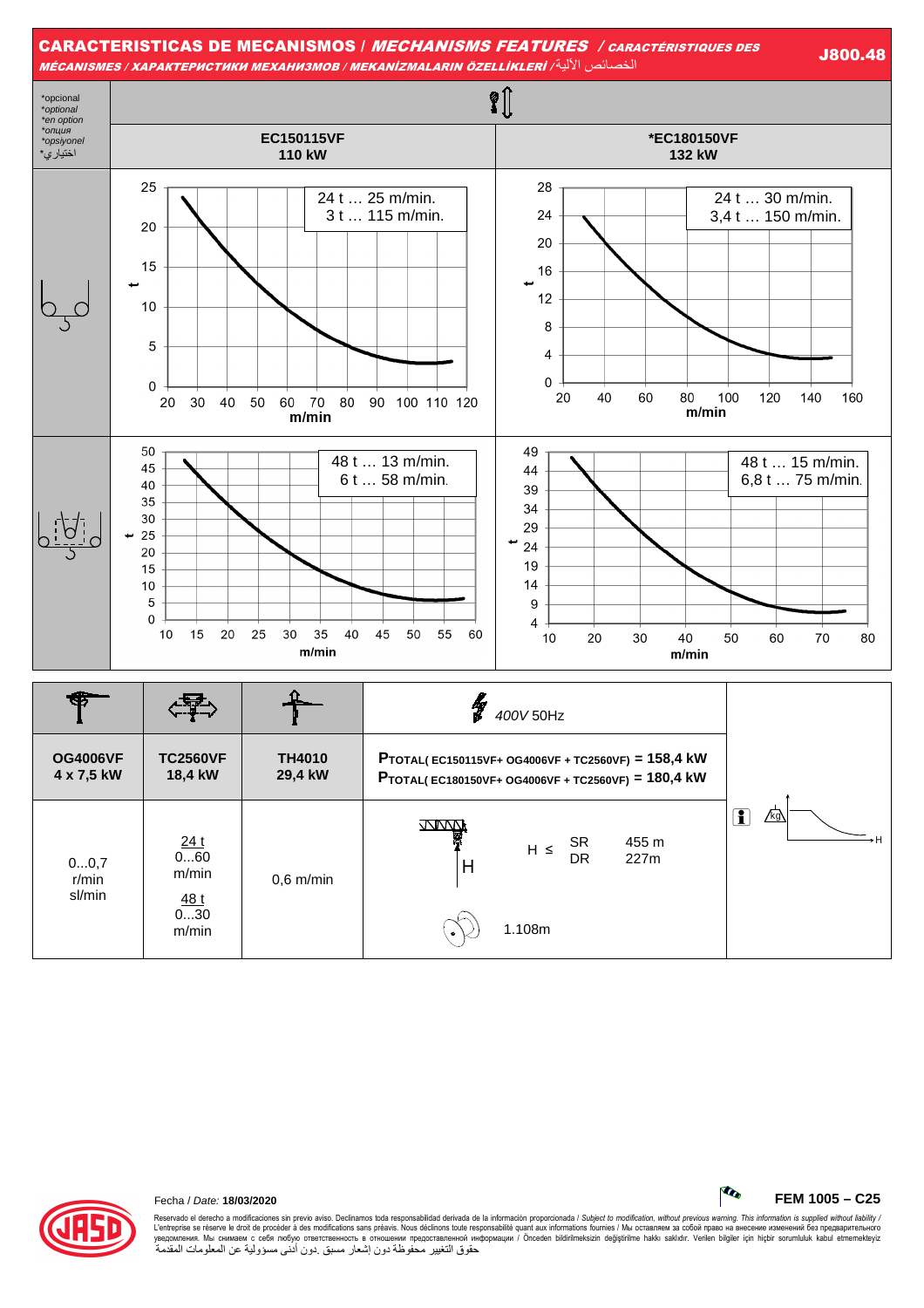# CARACTERISTICAS DE MECANISMOS / *MECHANISMS FEATURES* / *CARACTÉRISTIQUES DES MÉCANISMES / ХАРАКТЕРИСТИКИ МЕХАНИЗМОВ / MEKANİZMALARIN ÖZELLİKLERİ* / الخصائص الآلية

**J800.48**

*opcional
*optional
*en option
*опция
*opsiyonel
*اختياري

| | EC150115VF 110 kW | *EC180150VF 132 kW |
|---|---|---|
| 2 ramales | 24 t … 25 m/min. / 3 t … 115 m/min. | 24 t … 30 m/min. / 3,4 t … 150 m/min. |
| 4 ramales | 48 t … 13 m/min. / 6 t … 58 m/min. | 48 t … 15 m/min. / 6,8 t … 75 m/min. |

| OG4006VF 4 x 7,5 kW | TC2560VF 18,4 kW | TH4010 29,4 kW | 400V 50Hz |
|---|---|---|---|
| | | | $P_{TOTAL(EC150115VF+OG4006VF+TC2560VF)}$ = 158,4 kW<br>$P_{TOTAL(EC180150VF+OG4006VF+TC2560VF)}$ = 180,4 kW |
| 0…0,7 r/min sl/min | 24 t 0…60 m/min<br>48 t 0…30 m/min | 0,6 m/min | H ≤ SR 455 m / DR 227m<br>1.108m |

Fecha / *Date:* **18/03/2020**

**FEM 1005 – C25**

Reservado el derecho a modificaciones sin previo aviso. Declinamos toda responsabilidad derivada de la información proporcionada / *Subject to modification, without previous warning. This information is supplied without liability* / L'entreprise se réserve le droit de procéder à des modifications sans préavis. Nous déclinons toute responsabilité quant aux informations fournies / Мы оставляем за собой право на внесение изменений без предварительного уведомления. Мы снимаем с себя любую ответственность в отношении предоставленной информации / Önceden bildirilmeksizin değiştirilme hakkı saklıdır. Verilen bilgiler için hiçbir sorumluluk kabul etmemekteyiz
حقوق التغيير محفوظة دون إشعار مسبق .دون أدنى مسؤولية عن المعلومات المقدمة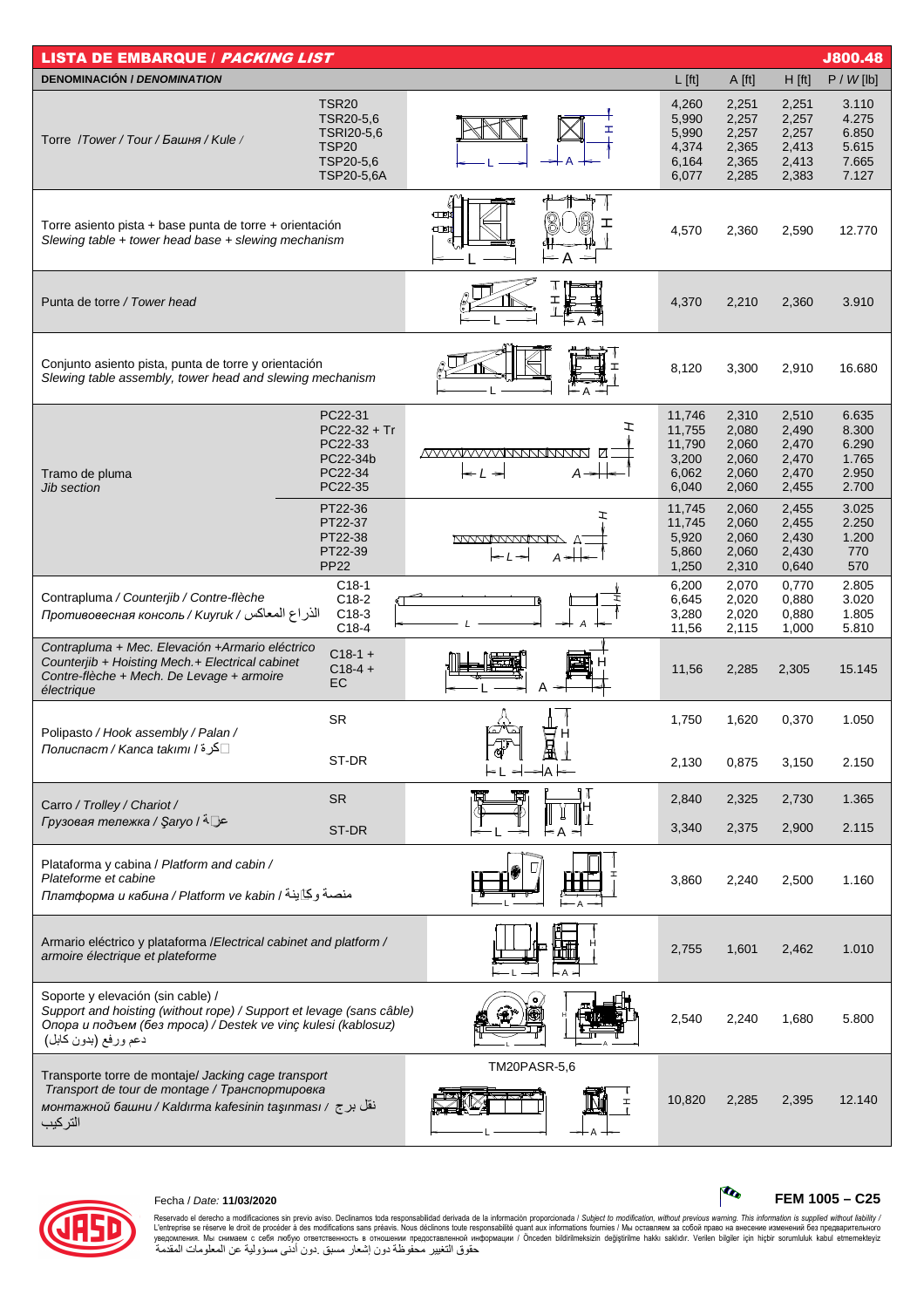# LISTA DE EMBARQUE / *PACKING LIST* — J800.48

| DENOMINACIÓN / *DENOMINATION* | | L [ft] | A [ft] | H [ft] | P / *W* [lb] |
|---|---|---|---|---|---|
| Torre /*Tower / Tour / Башня / Kule /* | TSR20 | 4,260 | 2,251 | 2,251 | 3.110 |
| | TSR20-5,6 | 5,990 | 2,257 | 2,257 | 4.275 |
| | TSRI20-5,6 | 5,990 | 2,257 | 2,257 | 6.850 |
| | TSP20 | 4,374 | 2,365 | 2,413 | 5.615 |
| | TSP20-5,6 | 6,164 | 2,365 | 2,413 | 7.665 |
| | TSP20-5,6A | 6,077 | 2,285 | 2,383 | 7.127 |
| Torre asiento pista + base punta de torre + orientación *Slewing table + tower head base + slewing mechanism* | | 4,570 | 2,360 | 2,590 | 12.770 |
| Punta de torre / *Tower head* | | 4,370 | 2,210 | 2,360 | 3.910 |
| Conjunto asiento pista, punta de torre y orientación *Slewing table assembly, tower head and slewing mechanism* | | 8,120 | 3,300 | 2,910 | 16.680 |
| Tramo de pluma *Jib section* | PC22-31 | 11,746 | 2,310 | 2,510 | 6.635 |
| | PC22-32 + Tr | 11,755 | 2,080 | 2,490 | 8.300 |
| | PC22-33 | 11,790 | 2,060 | 2,470 | 6.290 |
| | PC22-34b | 3,200 | 2,060 | 2,470 | 1.765 |
| | PC22-34 | 6,062 | 2,060 | 2,470 | 2.950 |
| | PC22-35 | 6,040 | 2,060 | 2,455 | 2.700 |
| | PT22-36 | 11,745 | 2,060 | 2,455 | 3.025 |
| | PT22-37 | 11,745 | 2,060 | 2,455 | 2.250 |
| | PT22-38 | 5,920 | 2,060 | 2,430 | 1.200 |
| | PT22-39 | 5,860 | 2,060 | 2,430 | 770 |
| | PP22 | 1,250 | 2,310 | 0,640 | 570 |
| Contrapluma / *Counterjib / Contre-flèche* *Противовесная консоль / Kuyruk /* الذراع المعاكس | C18-1 | 6,200 | 2,070 | 0,770 | 2.805 |
| | C18-2 | 6,645 | 2,020 | 0,880 | 3.020 |
| | C18-3 | 3,280 | 2,020 | 0,880 | 1.805 |
| | C18-4 | 11,56 | 2,115 | 1,000 | 5.810 |
| *Contrapluma + Mec. Elevación +Armario eléctrico Counterjib + Hoisting Mech.+ Electrical cabinet Contre-flèche + Mech. De Levage + armoire électrique* | C18-1 + C18-4 + EC | 11,56 | 2,285 | 2,305 | 15.145 |
| Polipasto / *Hook assembly / Palan / Полиспаст / Kanca takımı /* كرة | SR | 1,750 | 1,620 | 0,370 | 1.050 |
| | ST-DR | 2,130 | 0,875 | 3,150 | 2.150 |
| Carro / *Trolley / Chariot / Грузовая тележка / Şaryo /* عربة | SR | 2,840 | 2,325 | 2,730 | 1.365 |
| | ST-DR | 3,340 | 2,375 | 2,900 | 2.115 |
| Plataforma y cabina / *Platform and cabin / Plateforme et cabine Платформа и кабина / Platform ve kabin /* منصة وكابينة | | 3,860 | 2,240 | 2,500 | 1.160 |
| Armario eléctrico y plataforma /*Electrical cabinet and platform / armoire électrique et plateforme* | | 2,755 | 1,601 | 2,462 | 1.010 |
| Soporte y elevación (sin cable) / *Support and hoisting (without rope) / Support et levage (sans câble) Опора и подъем (без троса) / Destek ve vinç kulesi (kablosuz)* دعم ورفع (بدون كابل) | | 2,540 | 2,240 | 1,680 | 5.800 |
| Transporte torre de montaje/ *Jacking cage transport Transport de tour de montage / Транспортировка монтажной башни / Kaldırma kafesinin taşınması /* نقل برج التركيب | TM20PASR-5,6 | 10,820 | 2,285 | 2,395 | 12.140 |

Fecha / *Date:* **11/03/2020**

**FEM 1005 – C25**

Reservado el derecho a modificaciones sin previo aviso. Declinamos toda responsabilidad derivada de la información proporcionada / *Subject to modification, without previous warning. This information is supplied without liability /* L'entreprise se réserve le droit de procéder à des modifications sans préavis. Nous déclinons toute responsabilité quant aux informations fournies / Мы оставляем за собой право на внесение изменений без предварительного уведомления. Мы снимаем с себя любую ответственность в отношении предоставленной информации / Önceden bildirilmeksizin değiştirilme hakkı saklıdır. Verilen bilgiler için hiçbir sorumluluk kabul etmemekteyiz
حقوق التغيير محفوظة دون إشعار مسبق .دون أدنى مسؤولية عن المعلومات المقدمة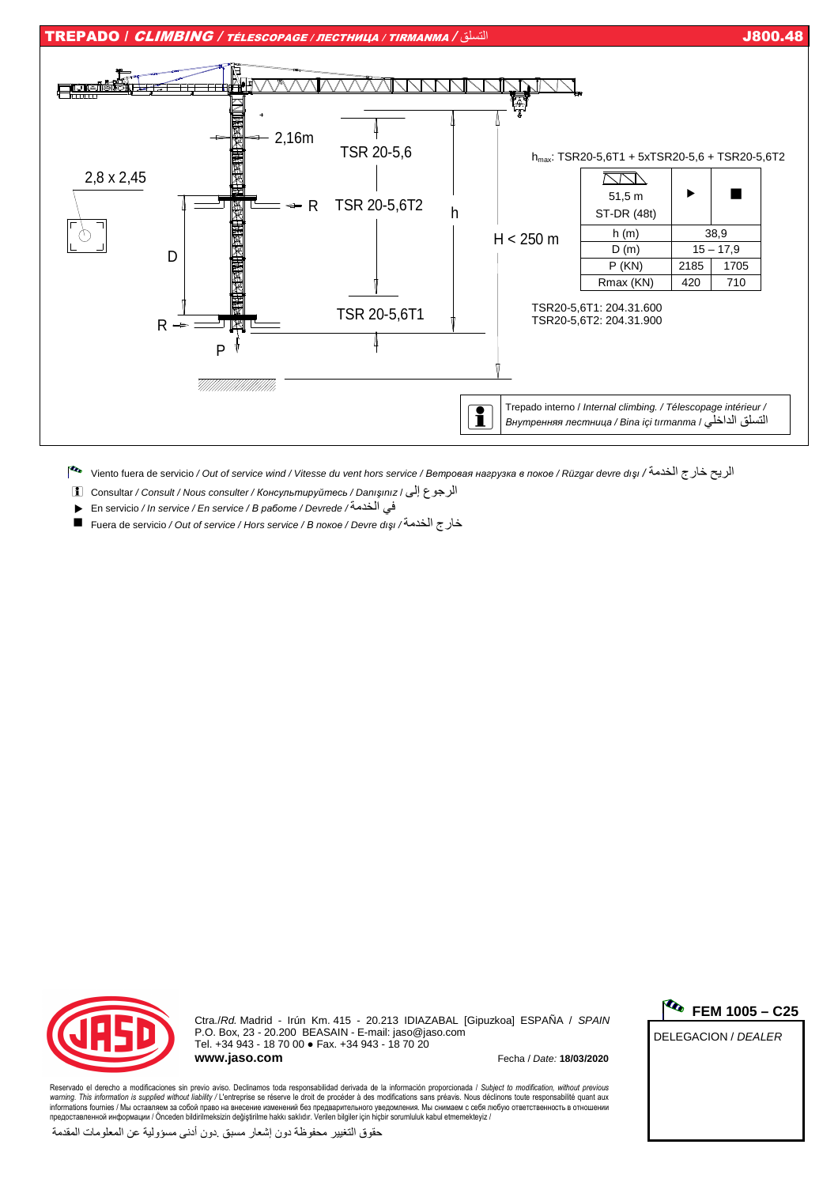## TREPADO / *CLIMBING* / *TÉLESCOPAGE / ЛЕСТНИЦА / TIRMANMA* / التسلق

J800.48

2,16m

2,8 x 2,45

TSR 20-5,6

TSR 20-5,6T2

TSR 20-5,6T1

R

D

R

P

h

H < 250 m

$h_{max}$: TSR20-5,6T1 + 5xTSR20-5,6 + TSR20-5,6T2

| 51,5 m ST-DR (48t) | ▶ | ■ |
|---|---|---|
| h (m) | 38,9 | |
| D (m) | 15 – 17,9 | |
| P (KN) | 2185 | 1705 |
| Rmax (KN) | 420 | 710 |

TSR20-5,6T1: 204.31.600
TSR20-5,6T2: 204.31.900

Trepado interno / *Internal climbing. / Télescopage intérieur / Внутренняя лестница / Bina içi tırmanma* / التسلق الداخلي

- Viento fuera de servicio / *Out of service wind / Vitesse du vent hors service / Ветровая нагрузка в покое / Rüzgar devre dışı* / الريح خارج الخدمة
- Consultar / *Consult / Nous consulter / Консультируйтесь / Danışınız* / الرجوع إلى
- ▶ En servicio / *In service / En service / В работе / Devrede* / في الخدمة
- ■ Fuera de servicio / *Out of service / Hors service / В покое / Devre dışı* / خارج الخدمة

Ctra./*Rd.* Madrid - Irún Km. 415 - 20.213 IDIAZABAL [Gipuzkoa] ESPAÑA / *SPAIN*
P.O. Box, 23 - 20.200 BEASAIN - E-mail: jaso@jaso.com
Tel. +34 943 - 18 70 00 ● Fax. +34 943 - 18 70 20
**www.jaso.com**

Fecha / *Date:* **18/03/2020**

**FEM 1005 – C25**

DELEGACION / *DEALER*

Reservado el derecho a modificaciones sin previo aviso. Declinamos toda responsabilidad derivada de la información proporcionada / *Subject to modification, without previous warning. This information is supplied without liability* / L'entreprise se réserve le droit de procéder à des modifications sans préavis. Nous déclinons toute responsabilité quant aux informations fournies / Мы оставляем за собой право на внесение изменений без предварительного уведомления. Мы снимаем с себя любую ответственность в отношении предоставленной информации / Önceden bildirilmeksizin değiştirilme hakkı saklıdır. Verilen bilgiler için hiçbir sorumluluk kabul etmemekteyiz /

حقوق التغيير محفوظة دون إشعار مسبق .دون أدنى مسؤولية عن المعلومات المقدمة